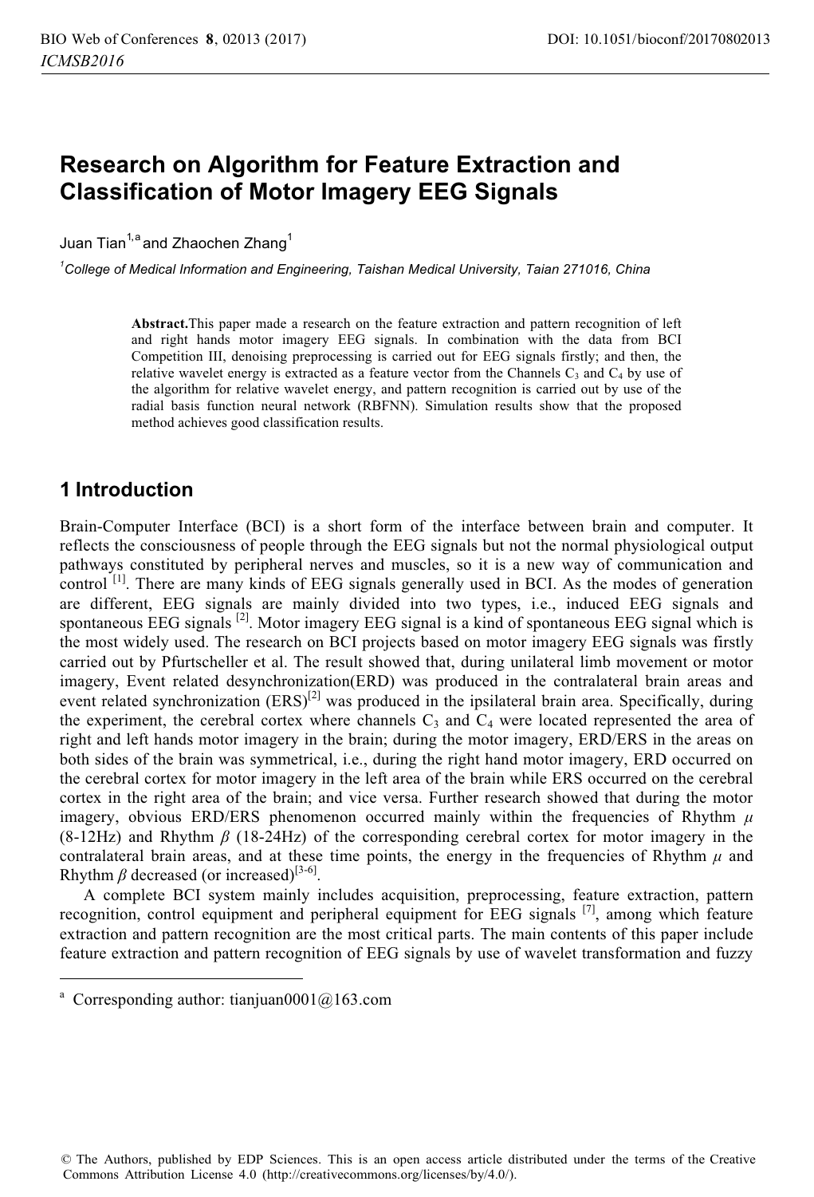# Research on Algorithm for Feature Extraction and Classification of Motor Imagery EEG Signals

Juan Tian[1,a] and Zhaochen Zhang[1]

[1]*College of Medical Information and Engineering, Taishan Medical University, Taian 271016, China*

**Abstract.** This paper made a research on the feature extraction and pattern recognition of left and right hands motor imagery EEG signals. In combination with the data from BCI Competition III, denoising preprocessing is carried out for EEG signals firstly; and then, the relative wavelet energy is extracted as a feature vector from the Channels $C_3$ and $C_4$ by use of the algorithm for relative wavelet energy, and pattern recognition is carried out by use of the radial basis function neural network (RBFNN). Simulation results show that the proposed method achieves good classification results.

## 1 Introduction

Brain-Computer Interface (BCI) is a short form of the interface between brain and computer. It reflects the consciousness of people through the EEG signals but not the normal physiological output pathways constituted by peripheral nerves and muscles, so it is a new way of communication and control [1]. There are many kinds of EEG signals generally used in BCI. As the modes of generation are different, EEG signals are mainly divided into two types, i.e., induced EEG signals and spontaneous EEG signals [2]. Motor imagery EEG signal is a kind of spontaneous EEG signal which is the most widely used. The research on BCI projects based on motor imagery EEG signals was firstly carried out by Pfurtscheller et al. The result showed that, during unilateral limb movement or motor imagery, Event related desynchronization(ERD) was produced in the contralateral brain areas and event related synchronization (ERS)[2] was produced in the ipsilateral brain area. Specifically, during the experiment, the cerebral cortex where channels $C_3$ and $C_4$ were located represented the area of right and left hands motor imagery in the brain; during the motor imagery, ERD/ERS in the areas on both sides of the brain was symmetrical, i.e., during the right hand motor imagery, ERD occurred on the cerebral cortex for motor imagery in the left area of the brain while ERS occurred on the cerebral cortex in the right area of the brain; and vice versa. Further research showed that during the motor imagery, obvious ERD/ERS phenomenon occurred mainly within the frequencies of Rhythm $\mu$ (8-12Hz) and Rhythm $\beta$ (18-24Hz) of the corresponding cerebral cortex for motor imagery in the contralateral brain areas, and at these time points, the energy in the frequencies of Rhythm $\mu$ and Rhythm $\beta$ decreased (or increased)[3-6].

A complete BCI system mainly includes acquisition, preprocessing, feature extraction, pattern recognition, control equipment and peripheral equipment for EEG signals [7], among which feature extraction and pattern recognition are the most critical parts. The main contents of this paper include feature extraction and pattern recognition of EEG signals by use of wavelet transformation and fuzzy

[a] Corresponding author: tianjuan0001@163.com

© The Authors, published by EDP Sciences. This is an open access article distributed under the terms of the Creative Commons Attribution License 4.0 (http://creativecommons.org/licenses/by/4.0/).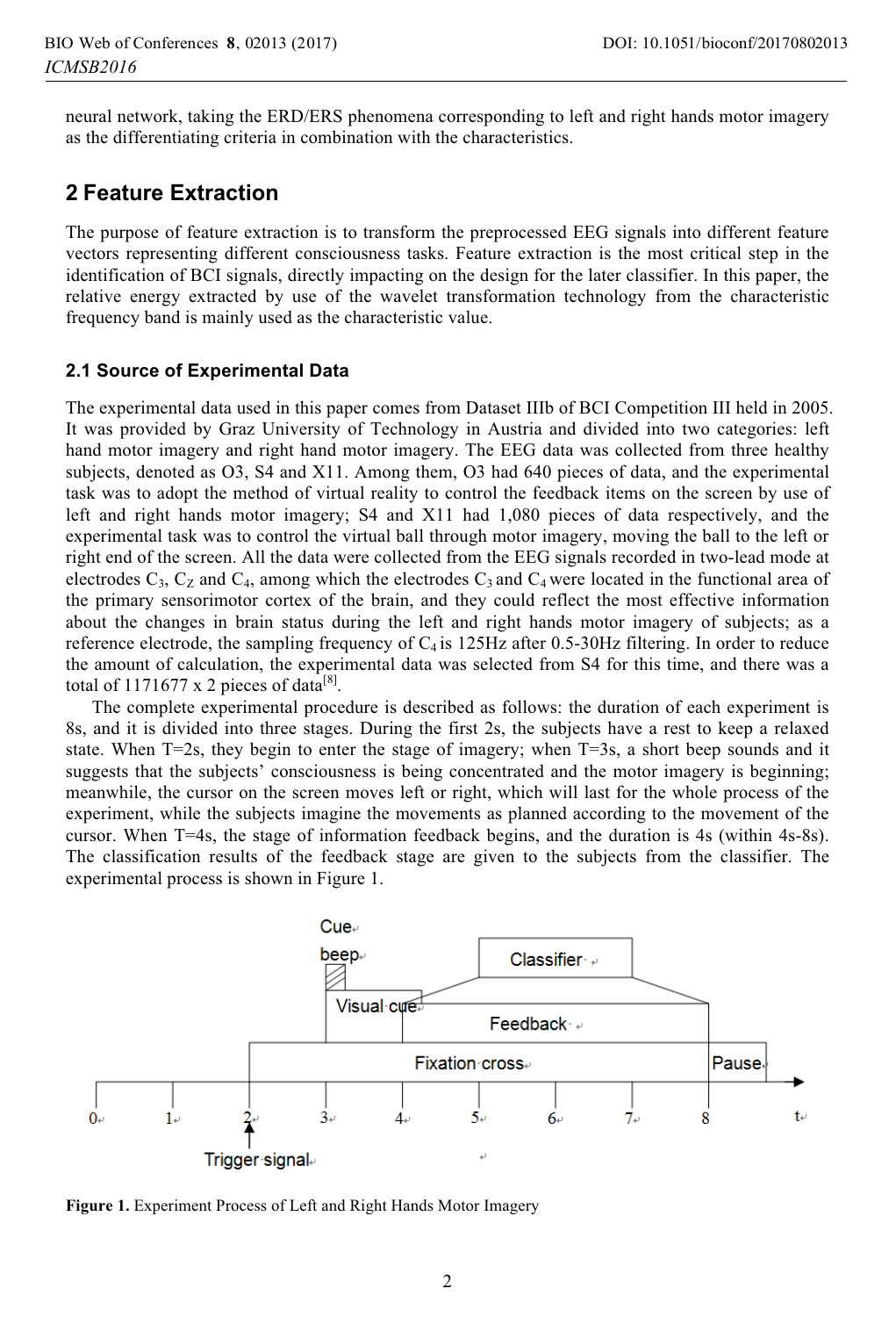neural network, taking the ERD/ERS phenomena corresponding to left and right hands motor imagery as the differentiating criteria in combination with the characteristics.

## 2 Feature Extraction

The purpose of feature extraction is to transform the preprocessed EEG signals into different feature vectors representing different consciousness tasks. Feature extraction is the most critical step in the identification of BCI signals, directly impacting on the design for the later classifier. In this paper, the relative energy extracted by use of the wavelet transformation technology from the characteristic frequency band is mainly used as the characteristic value.

### 2.1 Source of Experimental Data

The experimental data used in this paper comes from Dataset IIIb of BCI Competition III held in 2005. It was provided by Graz University of Technology in Austria and divided into two categories: left hand motor imagery and right hand motor imagery. The EEG data was collected from three healthy subjects, denoted as O3, S4 and X11. Among them, O3 had 640 pieces of data, and the experimental task was to adopt the method of virtual reality to control the feedback items on the screen by use of left and right hands motor imagery; S4 and X11 had 1,080 pieces of data respectively, and the experimental task was to control the virtual ball through motor imagery, moving the ball to the left or right end of the screen. All the data were collected from the EEG signals recorded in two-lead mode at electrodes $C_3$, $C_Z$ and $C_4$, among which the electrodes $C_3$ and $C_4$ were located in the functional area of the primary sensorimotor cortex of the brain, and they could reflect the most effective information about the changes in brain status during the left and right hands motor imagery of subjects; as a reference electrode, the sampling frequency of $C_4$ is 125Hz after 0.5-30Hz filtering. In order to reduce the amount of calculation, the experimental data was selected from S4 for this time, and there was a total of 1171677 x 2 pieces of data[8].

The complete experimental procedure is described as follows: the duration of each experiment is 8s, and it is divided into three stages. During the first 2s, the subjects have a rest to keep a relaxed state. When T=2s, they begin to enter the stage of imagery; when T=3s, a short beep sounds and it suggests that the subjects' consciousness is being concentrated and the motor imagery is beginning; meanwhile, the cursor on the screen moves left or right, which will last for the whole process of the experiment, while the subjects imagine the movements as planned according to the movement of the cursor. When T=4s, the stage of information feedback begins, and the duration is 4s (within 4s-8s). The classification results of the feedback stage are given to the subjects from the classifier. The experimental process is shown in Figure 1.

**Figure 1.** Experiment Process of Left and Right Hands Motor Imagery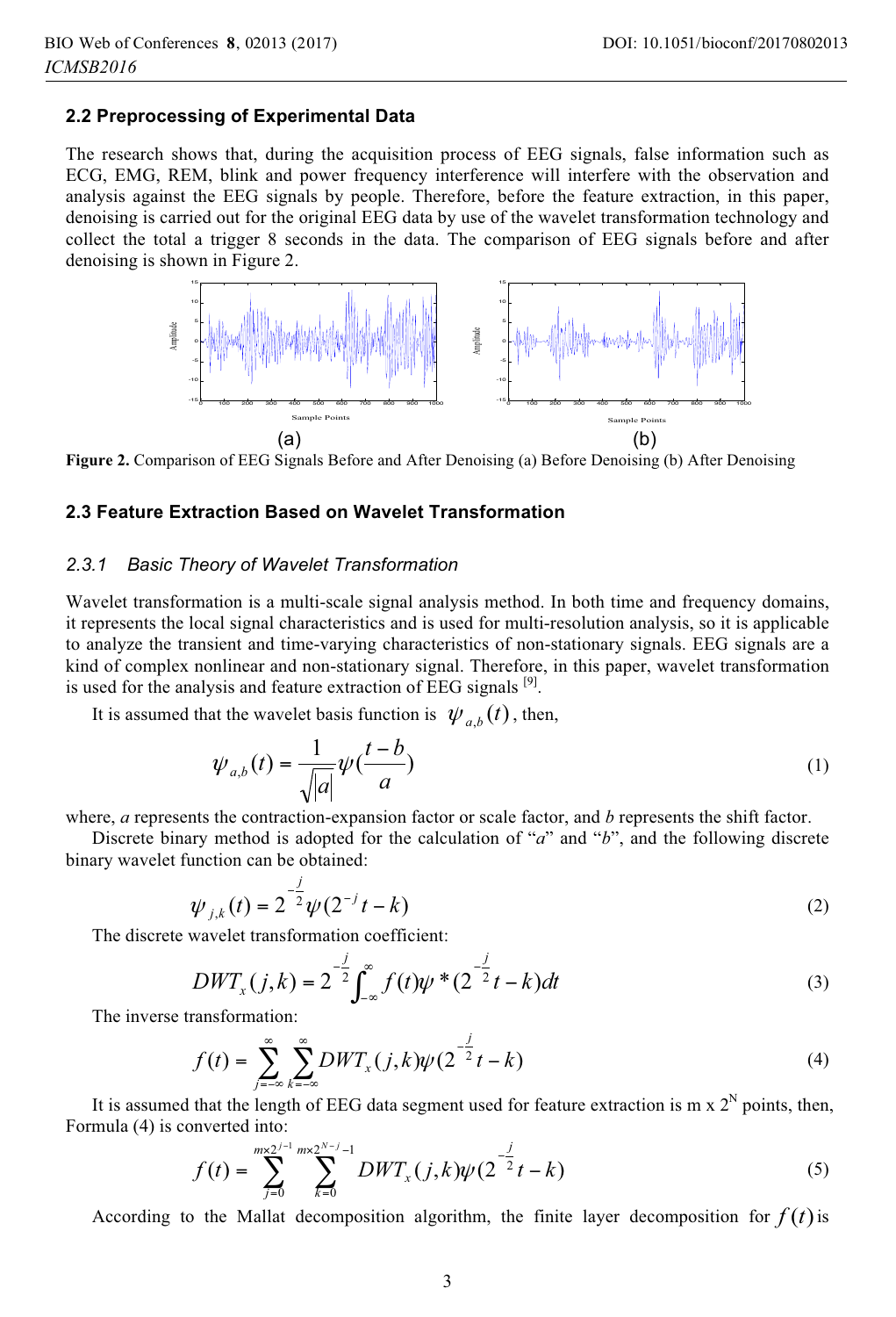## 2.2 Preprocessing of Experimental Data

The research shows that, during the acquisition process of EEG signals, false information such as ECG, EMG, REM, blink and power frequency interference will interfere with the observation and analysis against the EEG signals by people. Therefore, before the feature extraction, in this paper, denoising is carried out for the original EEG data by use of the wavelet transformation technology and collect the total a trigger 8 seconds in the data. The comparison of EEG signals before and after denoising is shown in Figure 2.

**Figure 2.** Comparison of EEG Signals Before and After Denoising (a) Before Denoising (b) After Denoising

## 2.3 Feature Extraction Based on Wavelet Transformation

### *2.3.1 Basic Theory of Wavelet Transformation*

Wavelet transformation is a multi-scale signal analysis method. In both time and frequency domains, it represents the local signal characteristics and is used for multi-resolution analysis, so it is applicable to analyze the transient and time-varying characteristics of non-stationary signals. EEG signals are a kind of complex nonlinear and non-stationary signal. Therefore, in this paper, wavelet transformation is used for the analysis and feature extraction of EEG signals [9].

It is assumed that the wavelet basis function is $\psi_{a,b}(t)$, then,

$$\psi_{a,b}(t) = \frac{1}{\sqrt{|a|}}\psi(\frac{t-b}{a}) \tag{1}$$

where, *a* represents the contraction-expansion factor or scale factor, and *b* represents the shift factor.

Discrete binary method is adopted for the calculation of "*a*" and "*b*", and the following discrete binary wavelet function can be obtained:

$$\psi_{j,k}(t) = 2^{-\frac{j}{2}}\psi(2^{-j}t-k) \tag{2}$$

The discrete wavelet transformation coefficient:

$$DWT_x(j,k) = 2^{-\frac{j}{2}}\int_{-\infty}^{\infty} f(t)\psi^*(2^{-\frac{j}{2}}t-k)dt \tag{3}$$

The inverse transformation:

$$f(t) = \sum_{j=-\infty}^{\infty}\sum_{k=-\infty}^{\infty} DWT_x(j,k)\psi(2^{-\frac{j}{2}}t-k) \tag{4}$$

It is assumed that the length of EEG data segment used for feature extraction is m x $2^N$ points, then, Formula (4) is converted into:

$$f(t) = \sum_{j=0}^{m\times 2^{j-1}}\sum_{k=0}^{m\times 2^{N-j}-1} DWT_x(j,k)\psi(2^{-\frac{j}{2}}t-k) \tag{5}$$

According to the Mallat decomposition algorithm, the finite layer decomposition for $f(t)$ is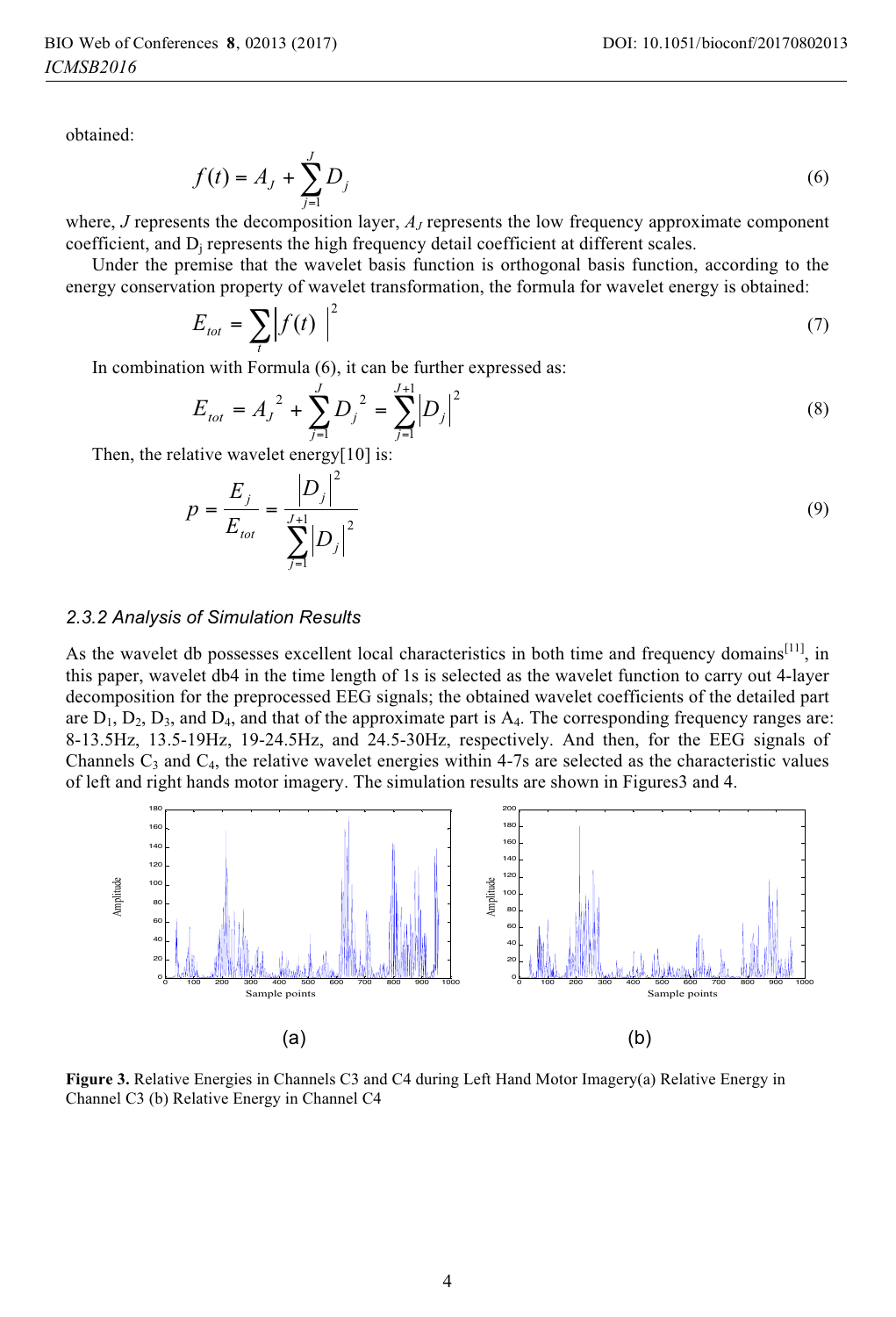obtained:

$$f(t) = A_J + \sum_{j=1}^{J} D_j \tag{6}$$

where, $J$ represents the decomposition layer, $A_J$ represents the low frequency approximate component coefficient, and $D_j$ represents the high frequency detail coefficient at different scales.

Under the premise that the wavelet basis function is orthogonal basis function, according to the energy conservation property of wavelet transformation, the formula for wavelet energy is obtained:

$$E_{tot} = \sum_t \left| f(t) \right|^2 \tag{7}$$

In combination with Formula (6), it can be further expressed as:

$$E_{tot} = A_J{}^2 + \sum_{j=1}^{J} D_j{}^2 = \sum_{j=1}^{J+1} \left| D_j \right|^2 \tag{8}$$

Then, the relative wavelet energy[10] is:

$$p = \frac{E_j}{E_{tot}} = \frac{\left| D_j \right|^2}{\sum_{j=1}^{J+1} \left| D_j \right|^2} \tag{9}$$

### *2.3.2 Analysis of Simulation Results*

As the wavelet db possesses excellent local characteristics in both time and frequency domains[11], in this paper, wavelet db4 in the time length of 1s is selected as the wavelet function to carry out 4-layer decomposition for the preprocessed EEG signals; the obtained wavelet coefficients of the detailed part are $D_1$, $D_2$, $D_3$, and $D_4$, and that of the approximate part is $A_4$. The corresponding frequency ranges are: 8-13.5Hz, 13.5-19Hz, 19-24.5Hz, and 24.5-30Hz, respectively. And then, for the EEG signals of Channels $C_3$ and $C_4$, the relative wavelet energies within 4-7s are selected as the characteristic values of left and right hands motor imagery. The simulation results are shown in Figures3 and 4.

**Figure 3.** Relative Energies in Channels C3 and C4 during Left Hand Motor Imagery(a) Relative Energy in Channel C3 (b) Relative Energy in Channel C4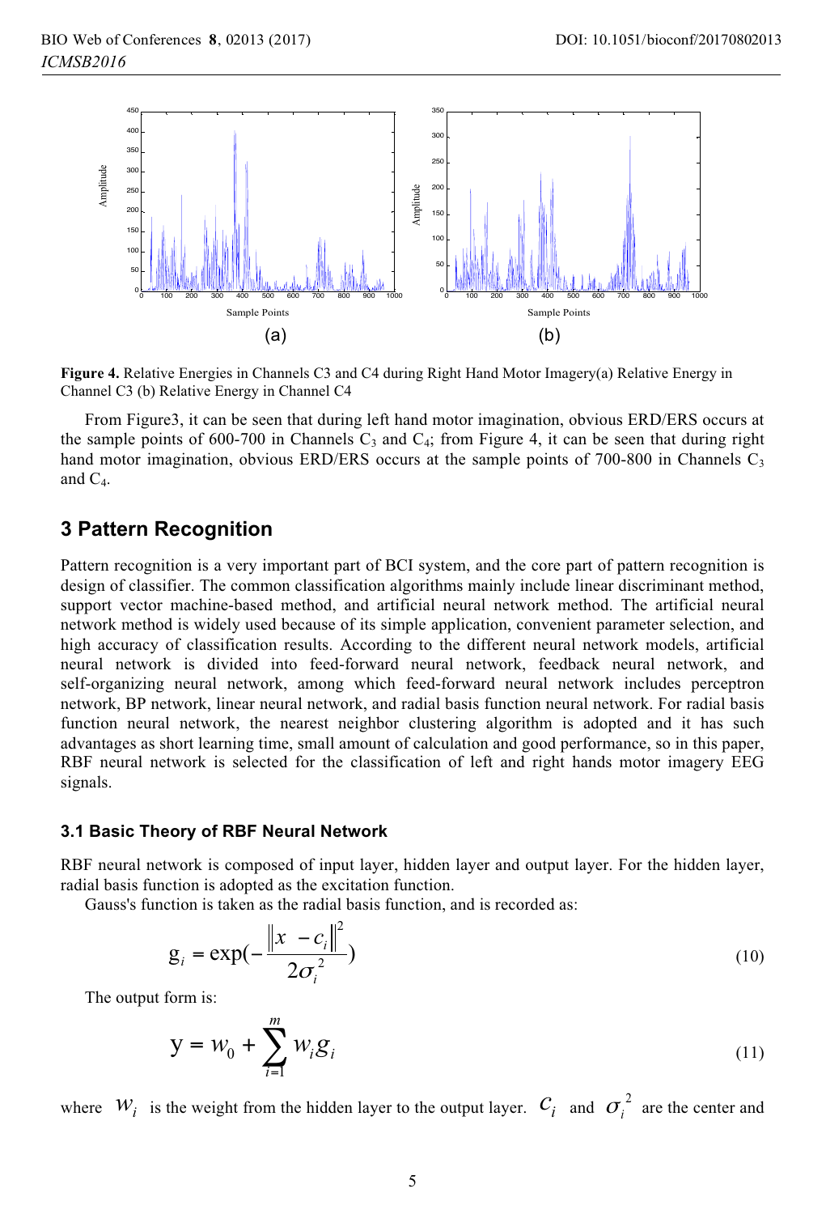**Figure 4.** Relative Energies in Channels C3 and C4 during Right Hand Motor Imagery(a) Relative Energy in Channel C3 (b) Relative Energy in Channel C4

From Figure3, it can be seen that during left hand motor imagination, obvious ERD/ERS occurs at the sample points of 600-700 in Channels $C_3$ and $C_4$; from Figure 4, it can be seen that during right hand motor imagination, obvious ERD/ERS occurs at the sample points of 700-800 in Channels $C_3$ and $C_4$.

## 3 Pattern Recognition

Pattern recognition is a very important part of BCI system, and the core part of pattern recognition is design of classifier. The common classification algorithms mainly include linear discriminant method, support vector machine-based method, and artificial neural network method. The artificial neural network method is widely used because of its simple application, convenient parameter selection, and high accuracy of classification results. According to the different neural network models, artificial neural network is divided into feed-forward neural network, feedback neural network, and self-organizing neural network, among which feed-forward neural network includes perceptron network, BP network, linear neural network, and radial basis function neural network. For radial basis function neural network, the nearest neighbor clustering algorithm is adopted and it has such advantages as short learning time, small amount of calculation and good performance, so in this paper, RBF neural network is selected for the classification of left and right hands motor imagery EEG signals.

### 3.1 Basic Theory of RBF Neural Network

RBF neural network is composed of input layer, hidden layer and output layer. For the hidden layer, radial basis function is adopted as the excitation function.

Gauss's function is taken as the radial basis function, and is recorded as:

$$g_i = \exp\left(-\frac{\left\|x - c_i\right\|^2}{2\sigma_i^2}\right) \tag{10}$$

The output form is:

$$y = w_0 + \sum_{i=1}^{m} w_i g_i \tag{11}$$

where $w_i$ is the weight from the hidden layer to the output layer. $c_i$ and $\sigma_i^2$ are the center and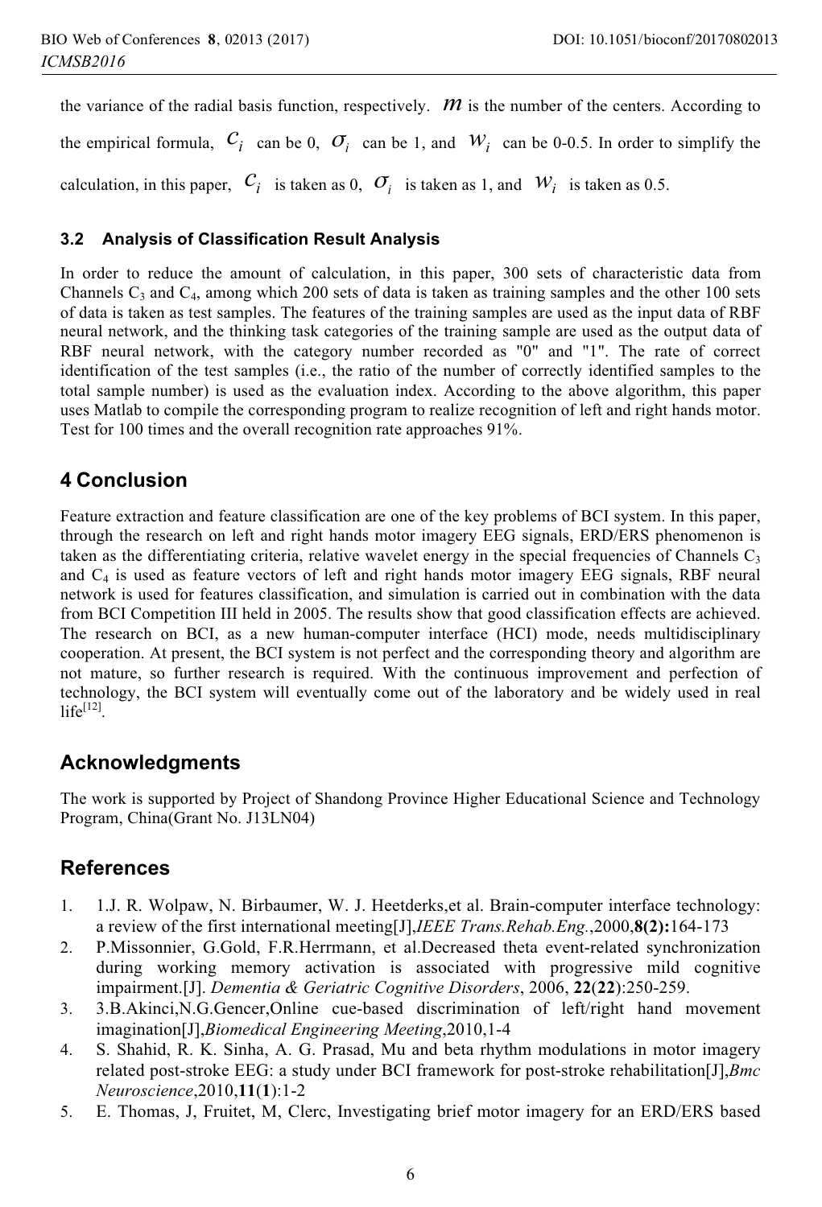the variance of the radial basis function, respectively. $m$ is the number of the centers. According to the empirical formula, $c_i$ can be 0, $\sigma_i$ can be 1, and $w_i$ can be 0-0.5. In order to simplify the calculation, in this paper, $c_i$ is taken as 0, $\sigma_i$ is taken as 1, and $w_i$ is taken as 0.5.

### 3.2 Analysis of Classification Result Analysis

In order to reduce the amount of calculation, in this paper, 300 sets of characteristic data from Channels $C_3$ and $C_4$, among which 200 sets of data is taken as training samples and the other 100 sets of data is taken as test samples. The features of the training samples are used as the input data of RBF neural network, and the thinking task categories of the training sample are used as the output data of RBF neural network, with the category number recorded as "0" and "1". The rate of correct identification of the test samples (i.e., the ratio of the number of correctly identified samples to the total sample number) is used as the evaluation index. According to the above algorithm, this paper uses Matlab to compile the corresponding program to realize recognition of left and right hands motor. Test for 100 times and the overall recognition rate approaches 91%.

## 4 Conclusion

Feature extraction and feature classification are one of the key problems of BCI system. In this paper, through the research on left and right hands motor imagery EEG signals, ERD/ERS phenomenon is taken as the differentiating criteria, relative wavelet energy in the special frequencies of Channels $C_3$ and $C_4$ is used as feature vectors of left and right hands motor imagery EEG signals, RBF neural network is used for features classification, and simulation is carried out in combination with the data from BCI Competition III held in 2005. The results show that good classification effects are achieved. The research on BCI, as a new human-computer interface (HCI) mode, needs multidisciplinary cooperation. At present, the BCI system is not perfect and the corresponding theory and algorithm are not mature, so further research is required. With the continuous improvement and perfection of technology, the BCI system will eventually come out of the laboratory and be widely used in real life[12].

## Acknowledgments

The work is supported by Project of Shandong Province Higher Educational Science and Technology Program, China(Grant No. J13LN04)

## References

1. 1.J. R. Wolpaw, N. Birbaumer, W. J. Heetderks,et al. Brain-computer interface technology: a review of the first international meeting[J],*IEEE Trans.Rehab.Eng.*,2000,**8(2):**164-173
2. P.Missonnier, G.Gold, F.R.Herrmann, et al.Decreased theta event-related synchronization during working memory activation is associated with progressive mild cognitive impairment.[J]. *Dementia & Geriatric Cognitive Disorders*, 2006, **22**(**22**):250-259.
3. 3.B.Akinci,N.G.Gencer,Online cue-based discrimination of left/right hand movement imagination[J],*Biomedical Engineering Meeting*,2010,1-4
4. S. Shahid, R. K. Sinha, A. G. Prasad, Mu and beta rhythm modulations in motor imagery related post-stroke EEG: a study under BCI framework for post-stroke rehabilitation[J],*Bmc Neuroscience*,2010,**11**(**1**):1-2
5. E. Thomas, J, Fruitet, M, Clerc, Investigating brief motor imagery for an ERD/ERS based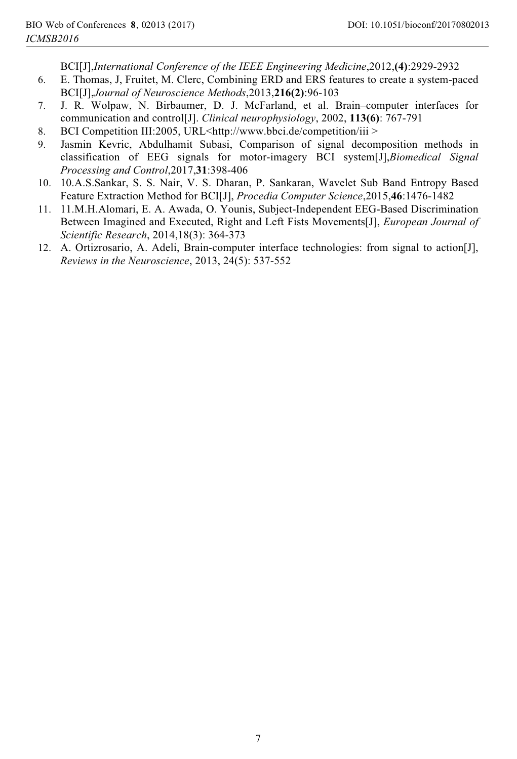BCI[J],*International Conference of the IEEE Engineering Medicine*,2012,**(4)**:2929-2932

6. E. Thomas, J, Fruitet, M. Clerc, Combining ERD and ERS features to create a system-paced BCI[J],*Journal of Neuroscience Methods*,2013,**216(2)**:96-103
7. J. R. Wolpaw, N. Birbaumer, D. J. McFarland, et al. Brain–computer interfaces for communication and control[J]. *Clinical neurophysiology*, 2002, **113(6)**: 767-791
8. BCI Competition III:2005, URL<http://www.bbci.de/competition/iii >
9. Jasmin Kevric, Abdulhamit Subasi, Comparison of signal decomposition methods in classification of EEG signals for motor-imagery BCI system[J],*Biomedical Signal Processing and Control*,2017,**31**:398-406
10. 10.A.S.Sankar, S. S. Nair, V. S. Dharan, P. Sankaran, Wavelet Sub Band Entropy Based Feature Extraction Method for BCI[J], *Procedia Computer Science*,2015,**46**:1476-1482
11. 11.M.H.Alomari, E. A. Awada, O. Younis, Subject-Independent EEG-Based Discrimination Between Imagined and Executed, Right and Left Fists Movements[J], *European Journal of Scientific Research*, 2014,18(3): 364-373
12. A. Ortizrosario, A. Adeli, Brain-computer interface technologies: from signal to action[J], *Reviews in the Neuroscience*, 2013, 24(5): 537-552